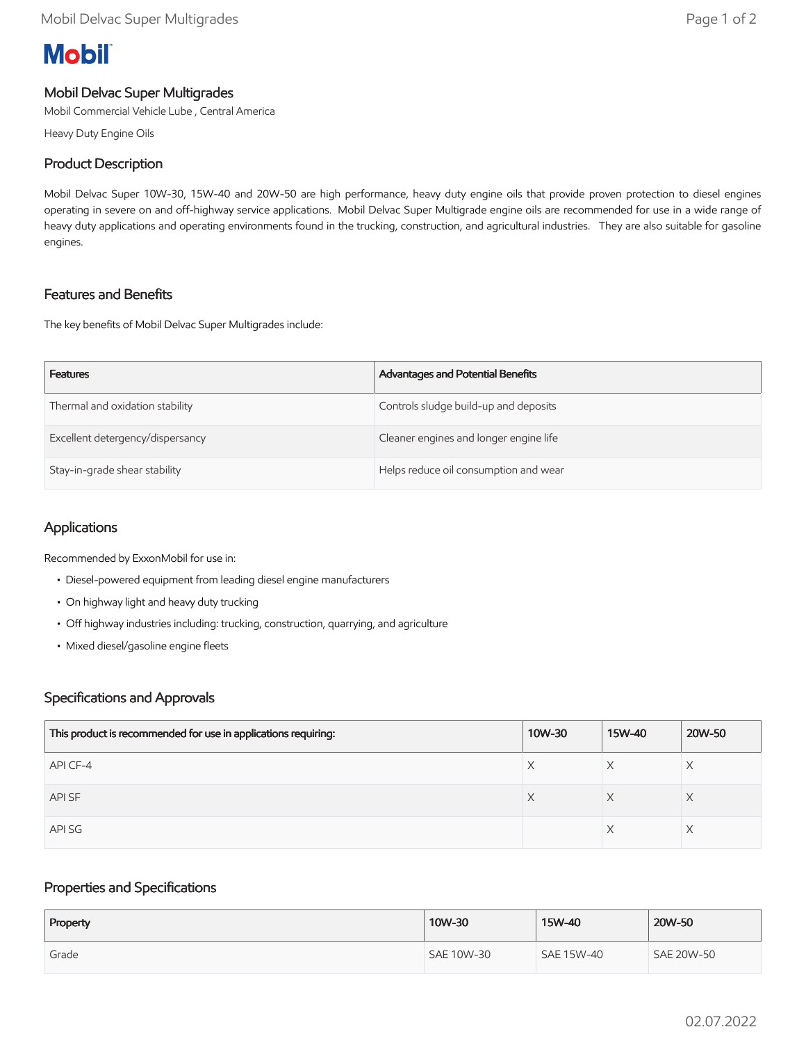Mobil

# Mobil Delvac Super Multigrades

Mobil Commercial Vehicle Lube , Central America

Heavy Duty Engine Oils

## Product Description

Mobil Delvac Super 10W-30, 15W-40 and 20W-50 are high performance, heavy duty engine oils that provide proven protection to diesel engines operating in severe on and off-highway service applications. Mobil Delvac Super Multigrade engine oils are recommended for use in a wide range of heavy duty applications and operating environments found in the trucking, construction, and agricultural industries. They are also suitable for gasoline engines.

## Features and Benefits

The key benefits of Mobil Delvac Super Multigrades include:

| Features | Advantages and Potential Benefits |
| --- | --- |
| Thermal and oxidation stability | Controls sludge build-up and deposits |
| Excellent detergency/dispersancy | Cleaner engines and longer engine life |
| Stay-in-grade shear stability | Helps reduce oil consumption and wear |

## Applications

Recommended by ExxonMobil for use in:

- Diesel-powered equipment from leading diesel engine manufacturers
- On highway light and heavy duty trucking
- Off highway industries including: trucking, construction, quarrying, and agriculture
- Mixed diesel/gasoline engine fleets

## Specifications and Approvals

| This product is recommended for use in applications requiring: | 10W-30 | 15W-40 | 20W-50 |
| --- | --- | --- | --- |
| API CF-4 | X | X | X |
| API SF | X | X | X |
| API SG | | X | X |

## Properties and Specifications

| Property | 10W-30 | 15W-40 | 20W-50 |
| --- | --- | --- | --- |
| Grade | SAE 10W-30 | SAE 15W-40 | SAE 20W-50 |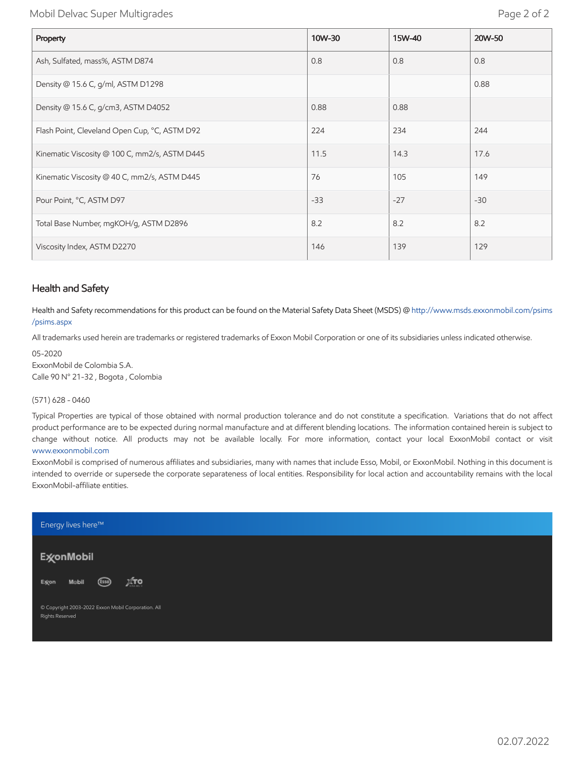| Property | 10W-30 | 15W-40 | 20W-50 |
|---|---|---|---|
| Ash, Sulfated, mass%, ASTM D874 | 0.8 | 0.8 | 0.8 |
| Density @ 15.6 C, g/ml, ASTM D1298 | | | 0.88 |
| Density @ 15.6 C, g/cm3, ASTM D4052 | 0.88 | 0.88 | |
| Flash Point, Cleveland Open Cup, °C, ASTM D92 | 224 | 234 | 244 |
| Kinematic Viscosity @ 100 C, mm2/s, ASTM D445 | 11.5 | 14.3 | 17.6 |
| Kinematic Viscosity @ 40 C, mm2/s, ASTM D445 | 76 | 105 | 149 |
| Pour Point, °C, ASTM D97 | -33 | -27 | -30 |
| Total Base Number, mgKOH/g, ASTM D2896 | 8.2 | 8.2 | 8.2 |
| Viscosity Index, ASTM D2270 | 146 | 139 | 129 |

## Health and Safety

Health and Safety recommendations for this product can be found on the Material Safety Data Sheet (MSDS) @ http://www.msds.exxonmobil.com/psims/psims.aspx

All trademarks used herein are trademarks or registered trademarks of Exxon Mobil Corporation or one of its subsidiaries unless indicated otherwise.

05-2020
ExxonMobil de Colombia S.A.
Calle 90 N° 21-32 , Bogota , Colombia

(571) 628 - 0460

Typical Properties are typical of those obtained with normal production tolerance and do not constitute a specification. Variations that do not affect product performance are to be expected during normal manufacture and at different blending locations. The information contained herein is subject to change without notice. All products may not be available locally. For more information, contact your local ExxonMobil contact or visit www.exxonmobil.com

ExxonMobil is comprised of numerous affiliates and subsidiaries, many with names that include Esso, Mobil, or ExxonMobil. Nothing in this document is intended to override or supersede the corporate separateness of local entities. Responsibility for local action and accountability remains with the local ExxonMobil-affiliate entities.

Energy lives here™

ExxonMobil

Exxon Mobil Esso XTO

© Copyright 2003-2022 Exxon Mobil Corporation. All Rights Reserved

02.07.2022